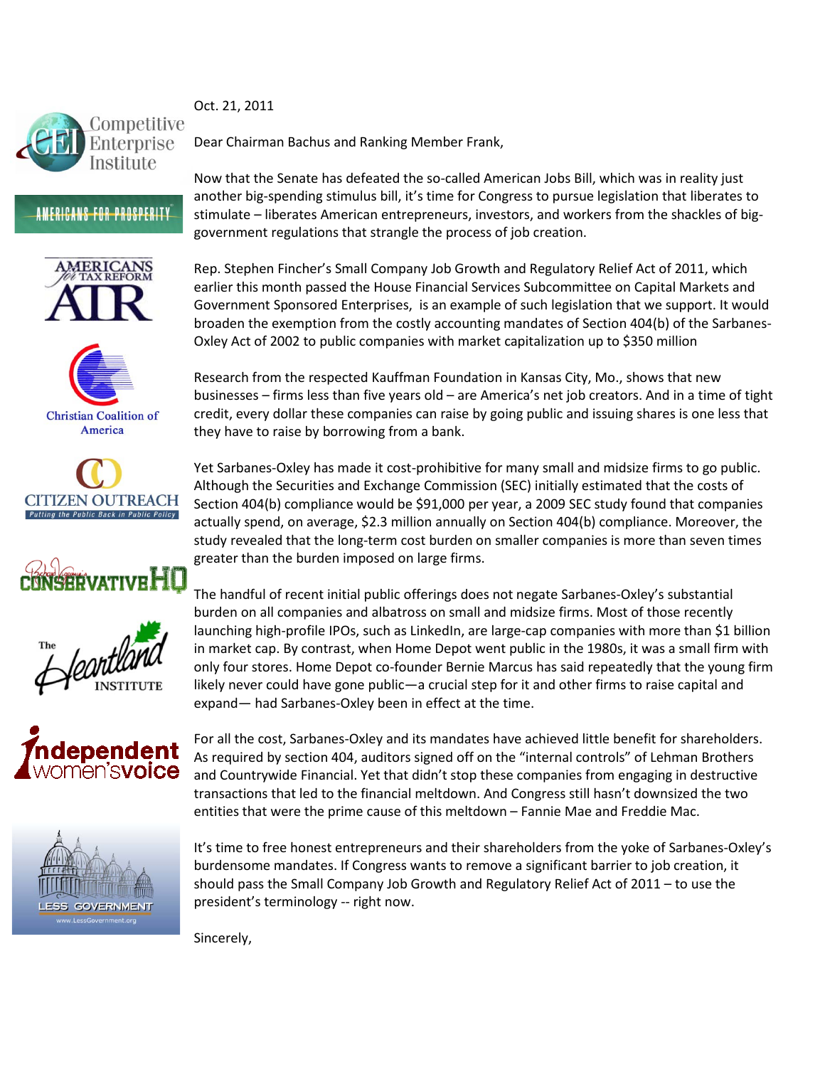Competitive Enterprise Institute

Americans for Prosperity

Americans for Tax Reform

Christian Coalition of America

Citizen Outreach
Putting the Public Back in Public Policy

ConservativeHQ

The Heartland Institute

Independent Women's Voice

Less Government
www.LessGovernment.org

Oct. 21, 2011

Dear Chairman Bachus and Ranking Member Frank,

Now that the Senate has defeated the so-called American Jobs Bill, which was in reality just another big-spending stimulus bill, it's time for Congress to pursue legislation that liberates to stimulate – liberates American entrepreneurs, investors, and workers from the shackles of big-government regulations that strangle the process of job creation.

Rep. Stephen Fincher's Small Company Job Growth and Regulatory Relief Act of 2011, which earlier this month passed the House Financial Services Subcommittee on Capital Markets and Government Sponsored Enterprises, is an example of such legislation that we support. It would broaden the exemption from the costly accounting mandates of Section 404(b) of the Sarbanes-Oxley Act of 2002 to public companies with market capitalization up to $350 million

Research from the respected Kauffman Foundation in Kansas City, Mo., shows that new businesses – firms less than five years old – are America's net job creators. And in a time of tight credit, every dollar these companies can raise by going public and issuing shares is one less that they have to raise by borrowing from a bank.

Yet Sarbanes-Oxley has made it cost-prohibitive for many small and midsize firms to go public. Although the Securities and Exchange Commission (SEC) initially estimated that the costs of Section 404(b) compliance would be $91,000 per year, a 2009 SEC study found that companies actually spend, on average, $2.3 million annually on Section 404(b) compliance. Moreover, the study revealed that the long-term cost burden on smaller companies is more than seven times greater than the burden imposed on large firms.

The handful of recent initial public offerings does not negate Sarbanes-Oxley's substantial burden on all companies and albatross on small and midsize firms. Most of those recently launching high-profile IPOs, such as LinkedIn, are large-cap companies with more than $1 billion in market cap. By contrast, when Home Depot went public in the 1980s, it was a small firm with only four stores. Home Depot co-founder Bernie Marcus has said repeatedly that the young firm likely never could have gone public—a crucial step for it and other firms to raise capital and expand— had Sarbanes-Oxley been in effect at the time.

For all the cost, Sarbanes-Oxley and its mandates have achieved little benefit for shareholders. As required by section 404, auditors signed off on the "internal controls" of Lehman Brothers and Countrywide Financial. Yet that didn't stop these companies from engaging in destructive transactions that led to the financial meltdown. And Congress still hasn't downsized the two entities that were the prime cause of this meltdown – Fannie Mae and Freddie Mac.

It's time to free honest entrepreneurs and their shareholders from the yoke of Sarbanes-Oxley's burdensome mandates. If Congress wants to remove a significant barrier to job creation, it should pass the Small Company Job Growth and Regulatory Relief Act of 2011 – to use the president's terminology -- right now.

Sincerely,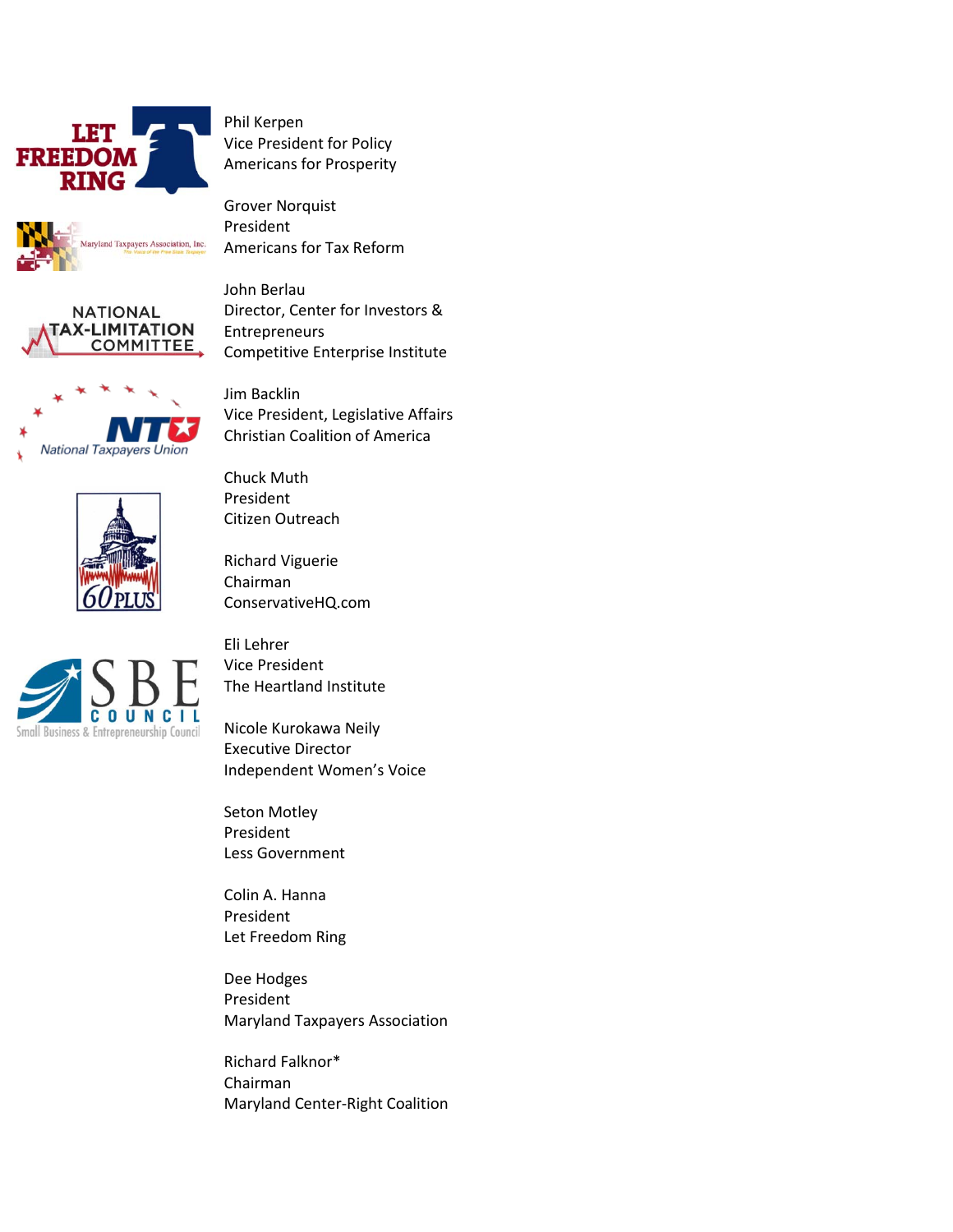Phil Kerpen
Vice President for Policy
Americans for Prosperity

Grover Norquist
President
Americans for Tax Reform

John Berlau
Director, Center for Investors & Entrepreneurs
Competitive Enterprise Institute

Jim Backlin
Vice President, Legislative Affairs
Christian Coalition of America

Chuck Muth
President
Citizen Outreach

Richard Viguerie
Chairman
ConservativeHQ.com

Eli Lehrer
Vice President
The Heartland Institute

Nicole Kurokawa Neily
Executive Director
Independent Women's Voice

Seton Motley
President
Less Government

Colin A. Hanna
President
Let Freedom Ring

Dee Hodges
President
Maryland Taxpayers Association

Richard Falknor*
Chairman
Maryland Center-Right Coalition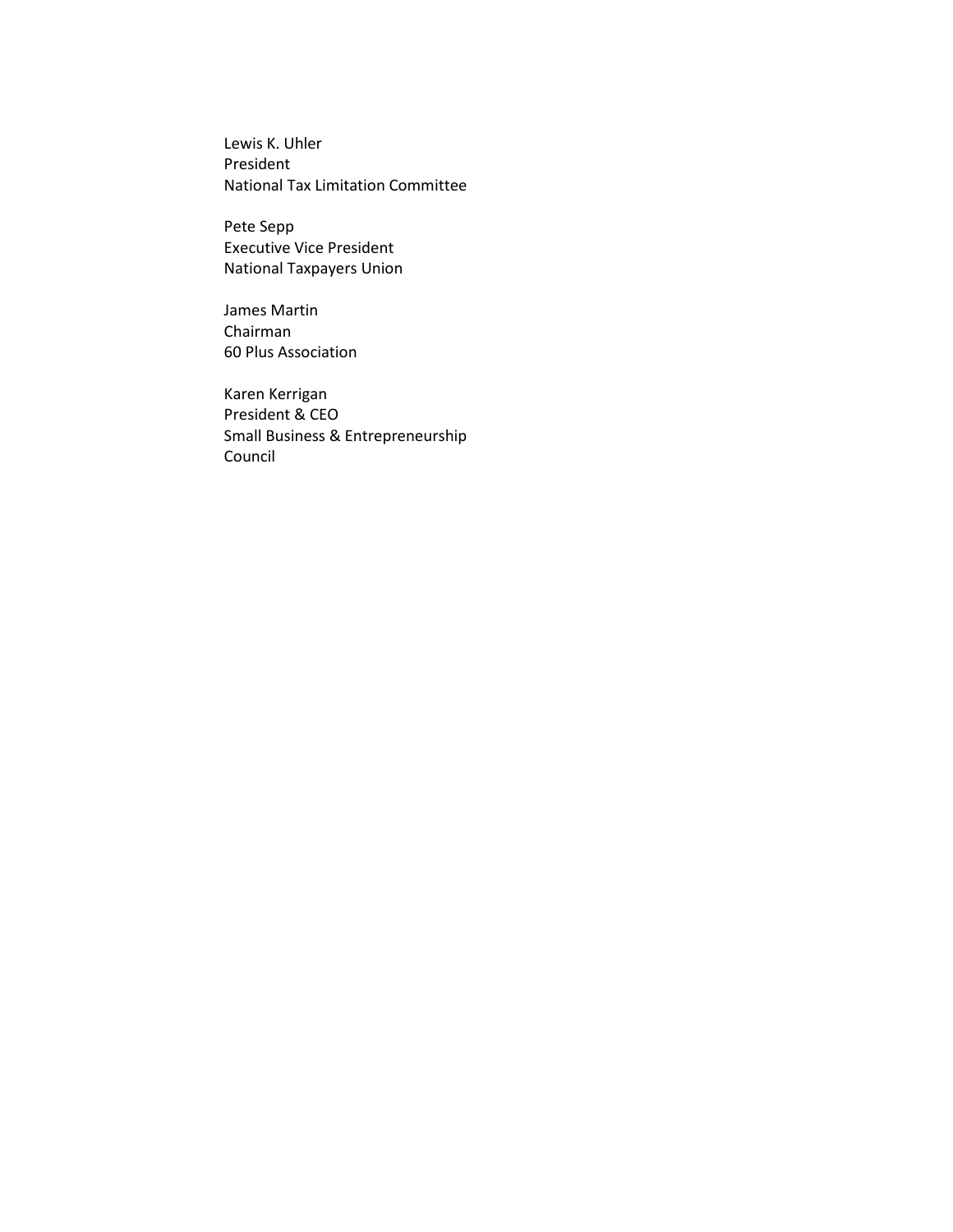Lewis K. Uhler  
President  
National Tax Limitation Committee

Pete Sepp  
Executive Vice President  
National Taxpayers Union

James Martin  
Chairman  
60 Plus Association

Karen Kerrigan  
President & CEO  
Small Business & Entrepreneurship  
Council